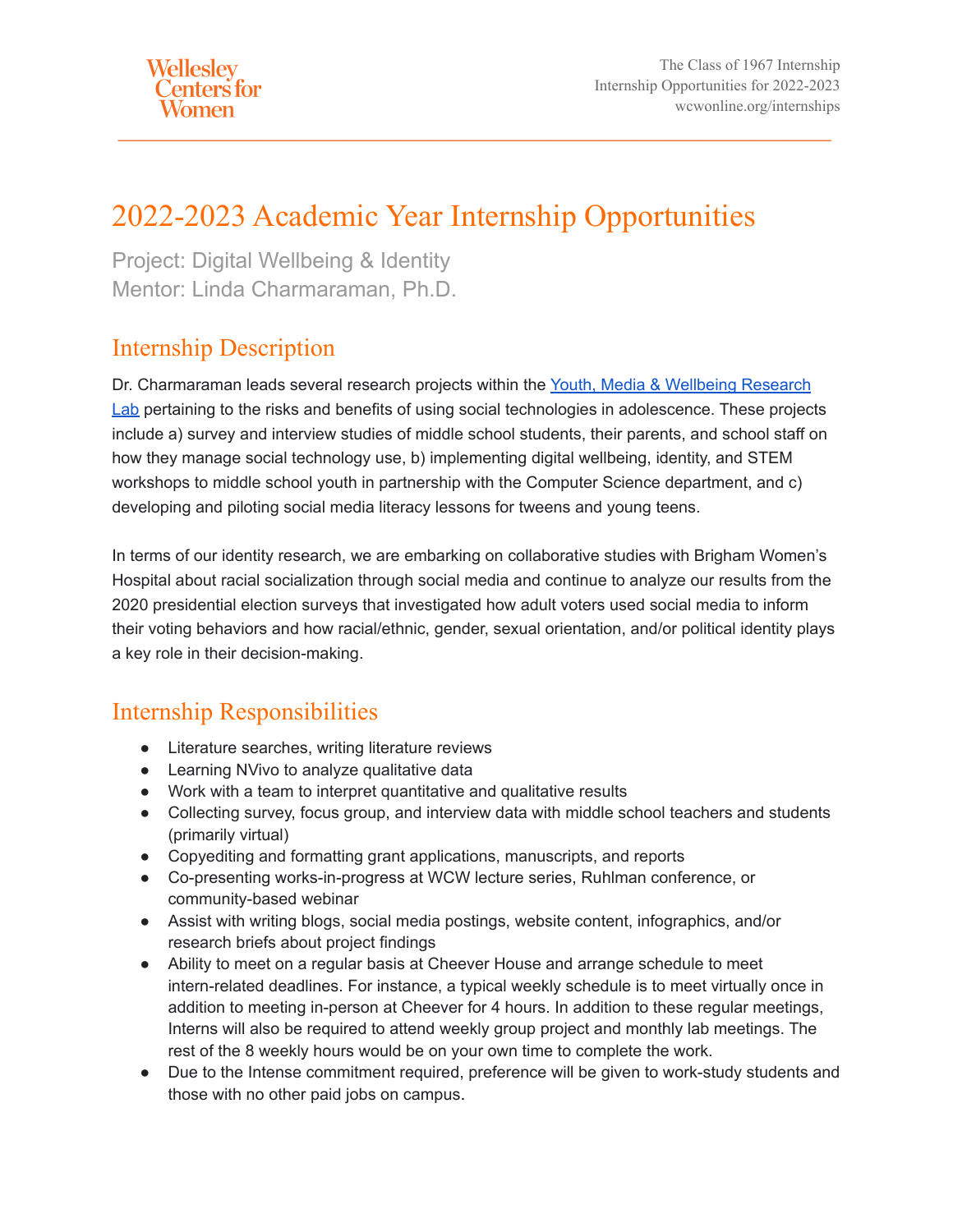# 2022-2023 Academic Year Internship Opportunities

Project: Digital Wellbeing & Identity
Mentor: Linda Charmaraman, Ph.D.

## Internship Description

Dr. Charmaraman leads several research projects within the [Youth, Media & Wellbeing Research Lab](#) pertaining to the risks and benefits of using social technologies in adolescence. These projects include a) survey and interview studies of middle school students, their parents, and school staff on how they manage social technology use, b) implementing digital wellbeing, identity, and STEM workshops to middle school youth in partnership with the Computer Science department, and c) developing and piloting social media literacy lessons for tweens and young teens.

In terms of our identity research, we are embarking on collaborative studies with Brigham Women's Hospital about racial socialization through social media and continue to analyze our results from the 2020 presidential election surveys that investigated how adult voters used social media to inform their voting behaviors and how racial/ethnic, gender, sexual orientation, and/or political identity plays a key role in their decision-making.

## Internship Responsibilities

- Literature searches, writing literature reviews
- Learning NVivo to analyze qualitative data
- Work with a team to interpret quantitative and qualitative results
- Collecting survey, focus group, and interview data with middle school teachers and students (primarily virtual)
- Copyediting and formatting grant applications, manuscripts, and reports
- Co-presenting works-in-progress at WCW lecture series, Ruhlman conference, or community-based webinar
- Assist with writing blogs, social media postings, website content, infographics, and/or research briefs about project findings
- Ability to meet on a regular basis at Cheever House and arrange schedule to meet intern-related deadlines. For instance, a typical weekly schedule is to meet virtually once in addition to meeting in-person at Cheever for 4 hours. In addition to these regular meetings, Interns will also be required to attend weekly group project and monthly lab meetings. The rest of the 8 weekly hours would be on your own time to complete the work.
- Due to the Intense commitment required, preference will be given to work-study students and those with no other paid jobs on campus.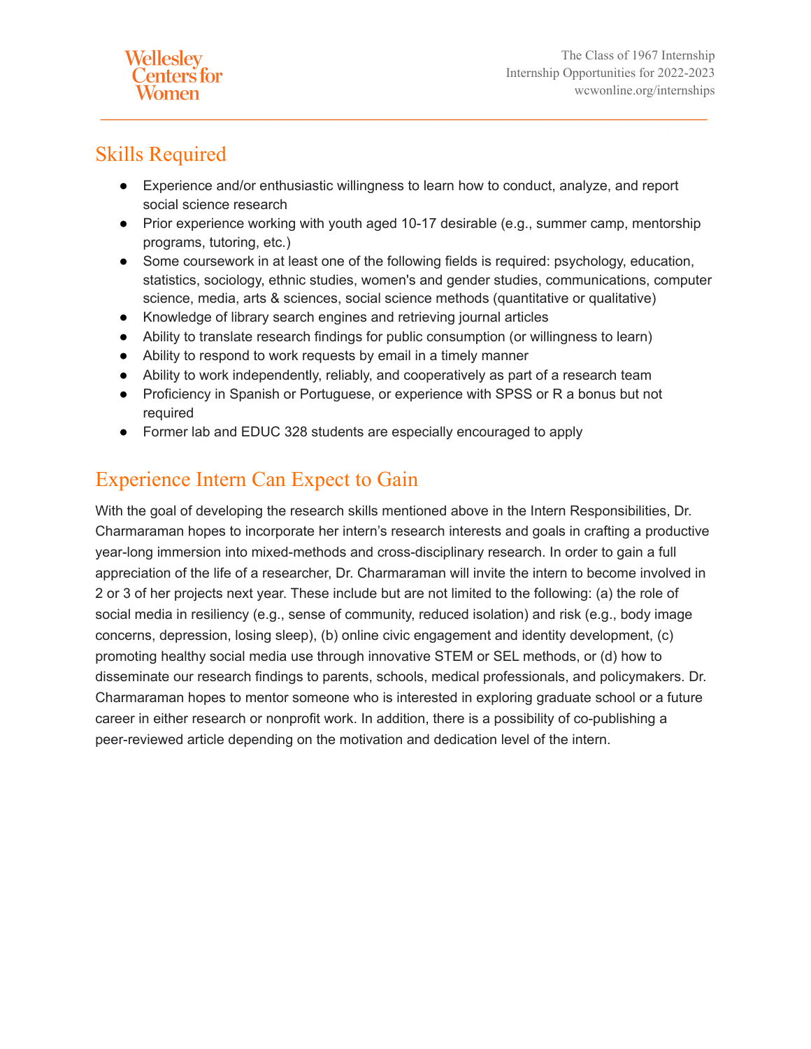## Skills Required

- Experience and/or enthusiastic willingness to learn how to conduct, analyze, and report social science research
- Prior experience working with youth aged 10-17 desirable (e.g., summer camp, mentorship programs, tutoring, etc.)
- Some coursework in at least one of the following fields is required: psychology, education, statistics, sociology, ethnic studies, women's and gender studies, communications, computer science, media, arts & sciences, social science methods (quantitative or qualitative)
- Knowledge of library search engines and retrieving journal articles
- Ability to translate research findings for public consumption (or willingness to learn)
- Ability to respond to work requests by email in a timely manner
- Ability to work independently, reliably, and cooperatively as part of a research team
- Proficiency in Spanish or Portuguese, or experience with SPSS or R a bonus but not required
- Former lab and EDUC 328 students are especially encouraged to apply

## Experience Intern Can Expect to Gain

With the goal of developing the research skills mentioned above in the Intern Responsibilities, Dr. Charmaraman hopes to incorporate her intern's research interests and goals in crafting a productive year-long immersion into mixed-methods and cross-disciplinary research. In order to gain a full appreciation of the life of a researcher, Dr. Charmaraman will invite the intern to become involved in 2 or 3 of her projects next year. These include but are not limited to the following: (a) the role of social media in resiliency (e.g., sense of community, reduced isolation) and risk (e.g., body image concerns, depression, losing sleep), (b) online civic engagement and identity development, (c) promoting healthy social media use through innovative STEM or SEL methods, or (d) how to disseminate our research findings to parents, schools, medical professionals, and policymakers. Dr. Charmaraman hopes to mentor someone who is interested in exploring graduate school or a future career in either research or nonprofit work. In addition, there is a possibility of co-publishing a peer-reviewed article depending on the motivation and dedication level of the intern.